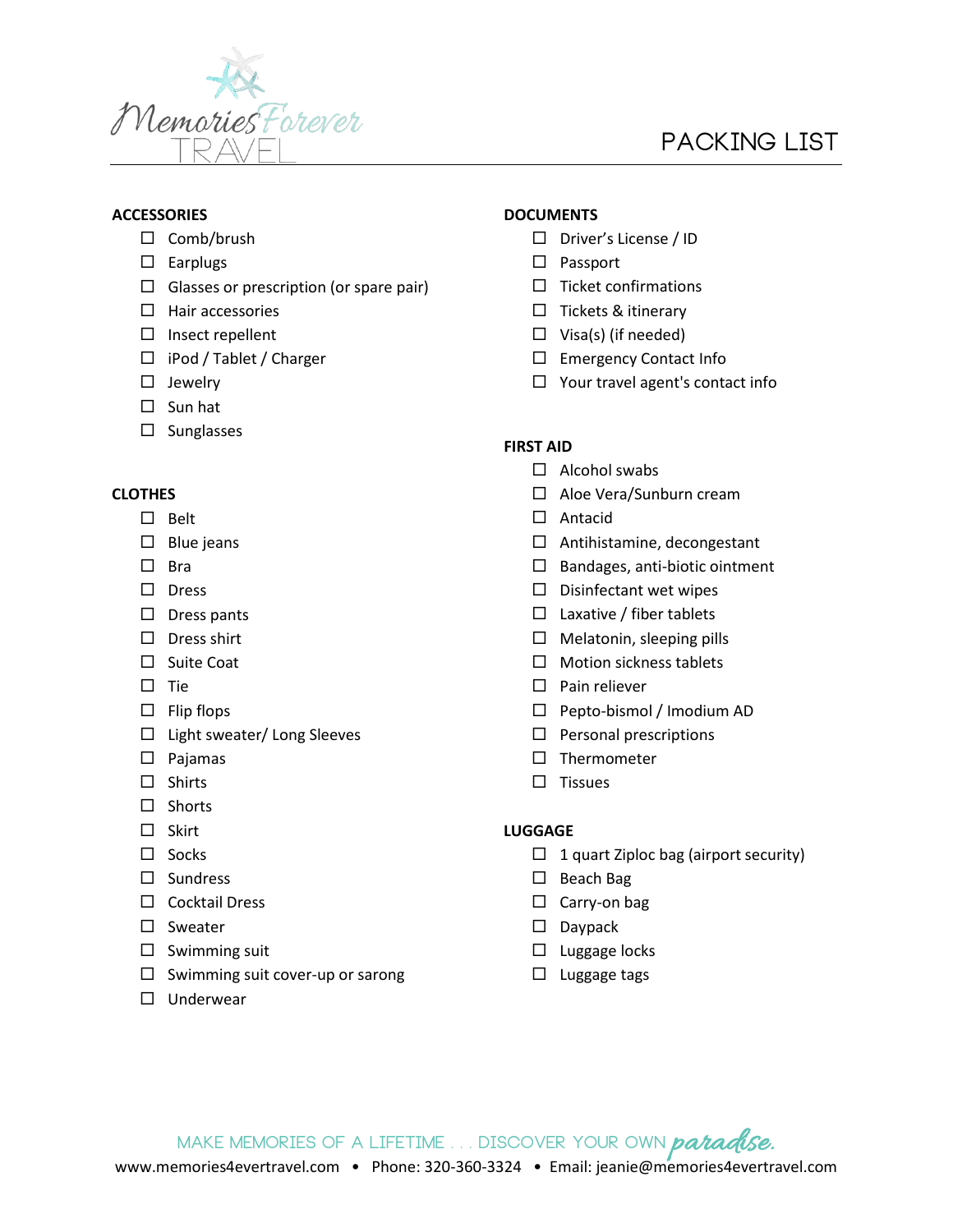Memories Forever TRAVEL

# PACKING LIST

## ACCESSORIES

- ☐ Comb/brush
- ☐ Earplugs
- ☐ Glasses or prescription (or spare pair)
- ☐ Hair accessories
- ☐ Insect repellent
- ☐ iPod / Tablet / Charger
- ☐ Jewelry
- ☐ Sun hat
- ☐ Sunglasses

## CLOTHES

- ☐ Belt
- ☐ Blue jeans
- ☐ Bra
- ☐ Dress
- ☐ Dress pants
- ☐ Dress shirt
- ☐ Suite Coat
- ☐ Tie
- ☐ Flip flops
- ☐ Light sweater/ Long Sleeves
- ☐ Pajamas
- ☐ Shirts
- ☐ Shorts
- ☐ Skirt
- ☐ Socks
- ☐ Sundress
- ☐ Cocktail Dress
- ☐ Sweater
- ☐ Swimming suit
- ☐ Swimming suit cover-up or sarong
- ☐ Underwear

## DOCUMENTS

- ☐ Driver's License / ID
- ☐ Passport
- ☐ Ticket confirmations
- ☐ Tickets & itinerary
- ☐ Visa(s) (if needed)
- ☐ Emergency Contact Info
- ☐ Your travel agent's contact info

## FIRST AID

- ☐ Alcohol swabs
- ☐ Aloe Vera/Sunburn cream
- ☐ Antacid
- ☐ Antihistamine, decongestant
- ☐ Bandages, anti-biotic ointment
- ☐ Disinfectant wet wipes
- ☐ Laxative / fiber tablets
- ☐ Melatonin, sleeping pills
- ☐ Motion sickness tablets
- ☐ Pain reliever
- ☐ Pepto-bismol / Imodium AD
- ☐ Personal prescriptions
- ☐ Thermometer
- ☐ Tissues

## LUGGAGE

- ☐ 1 quart Ziploc bag (airport security)
- ☐ Beach Bag
- ☐ Carry-on bag
- ☐ Daypack
- ☐ Luggage locks
- ☐ Luggage tags

MAKE MEMORIES OF A LIFETIME . . . DISCOVER YOUR OWN *paradise.*

www.memories4evertravel.com • Phone: 320-360-3324 • Email: jeanie@memories4evertravel.com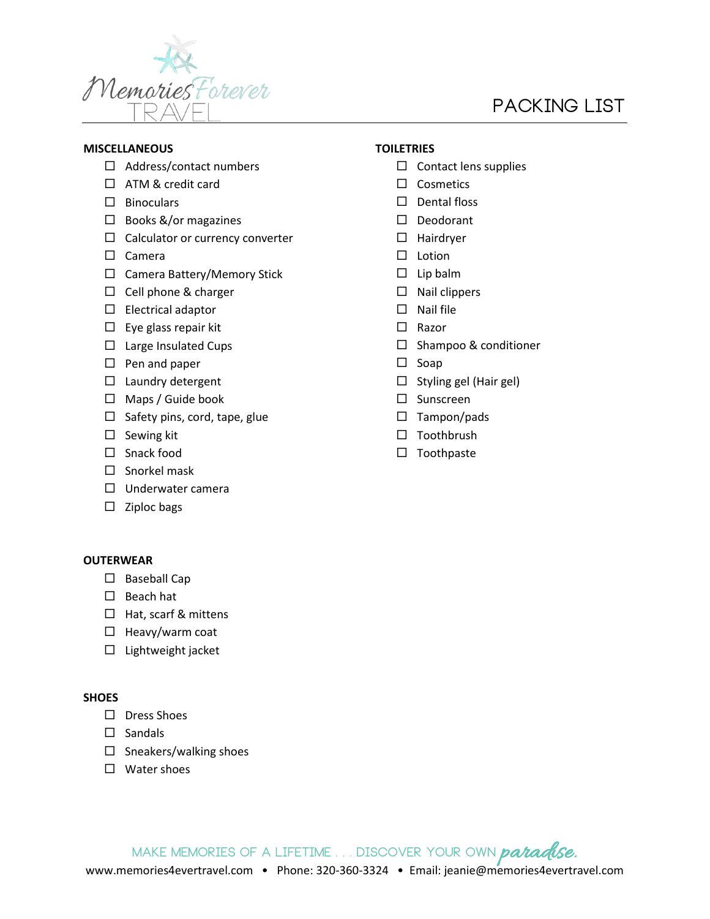Memories Forever TRAVEL

# PACKING LIST

## MISCELLANEOUS

- ☐ Address/contact numbers
- ☐ ATM & credit card
- ☐ Binoculars
- ☐ Books &/or magazines
- ☐ Calculator or currency converter
- ☐ Camera
- ☐ Camera Battery/Memory Stick
- ☐ Cell phone & charger
- ☐ Electrical adaptor
- ☐ Eye glass repair kit
- ☐ Large Insulated Cups
- ☐ Pen and paper
- ☐ Laundry detergent
- ☐ Maps / Guide book
- ☐ Safety pins, cord, tape, glue
- ☐ Sewing kit
- ☐ Snack food
- ☐ Snorkel mask
- ☐ Underwater camera
- ☐ Ziploc bags

## OUTERWEAR

- ☐ Baseball Cap
- ☐ Beach hat
- ☐ Hat, scarf & mittens
- ☐ Heavy/warm coat
- ☐ Lightweight jacket

## SHOES

- ☐ Dress Shoes
- ☐ Sandals
- ☐ Sneakers/walking shoes
- ☐ Water shoes

## TOILETRIES

- ☐ Contact lens supplies
- ☐ Cosmetics
- ☐ Dental floss
- ☐ Deodorant
- ☐ Hairdryer
- ☐ Lotion
- ☐ Lip balm
- ☐ Nail clippers
- ☐ Nail file
- ☐ Razor
- ☐ Shampoo & conditioner
- ☐ Soap
- ☐ Styling gel (Hair gel)
- ☐ Sunscreen
- ☐ Tampon/pads
- ☐ Toothbrush
- ☐ Toothpaste

MAKE MEMORIES OF A LIFETIME . . . DISCOVER YOUR OWN *paradise.*

www.memories4evertravel.com • Phone: 320-360-3324 • Email: jeanie@memories4evertravel.com